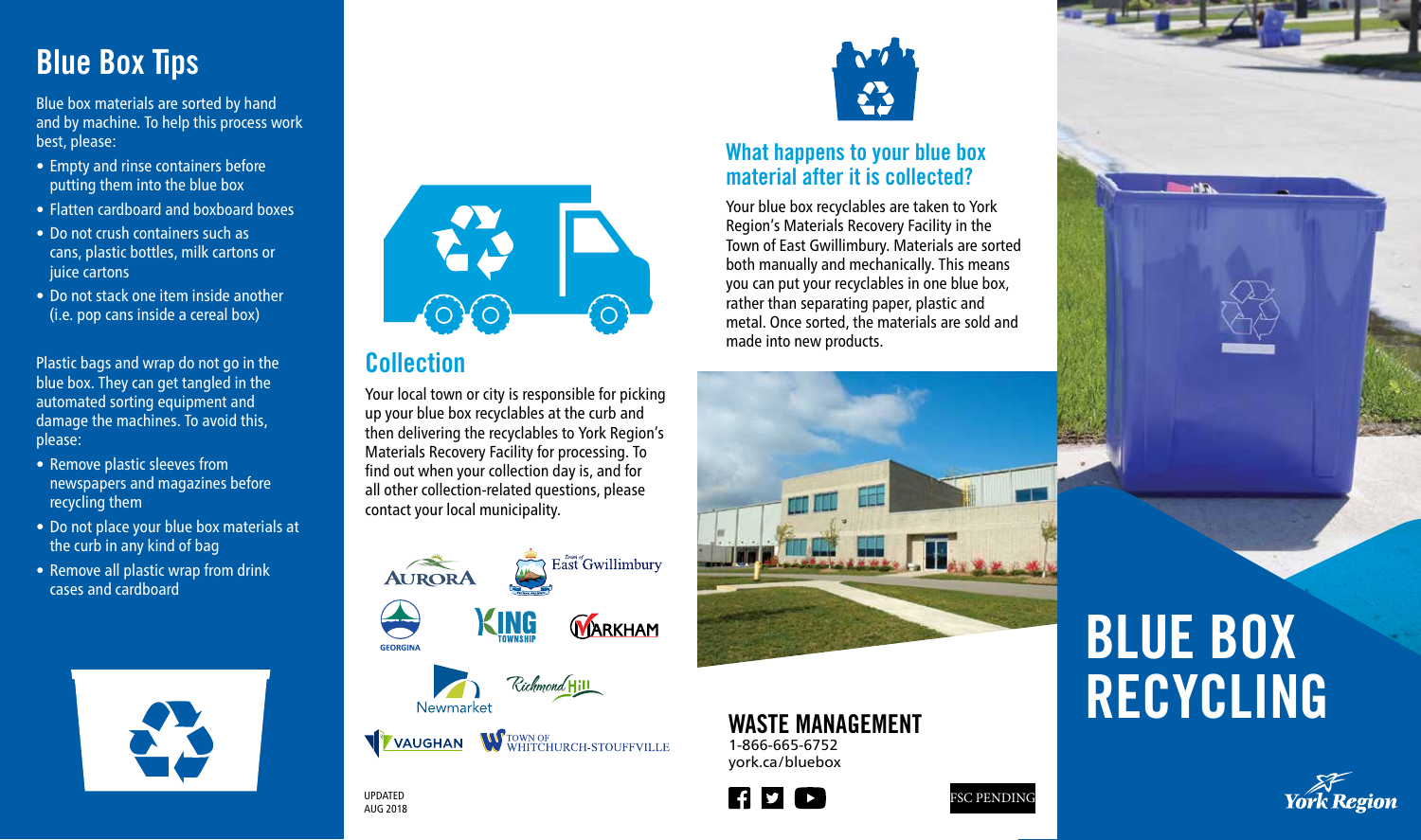## Blue Box Tips

Blue box materials are sorted by hand and by machine. To help this process work best, please:

- Empty and rinse containers before putting them into the blue box
- Flatten cardboard and boxboard boxes
- Do not crush containers such as cans, plastic bottles, milk cartons or juice cartons
- Do not stack one item inside another (i.e. pop cans inside a cereal box)

Plastic bags and wrap do not go in the blue box. They can get tangled in the automated sorting equipment and damage the machines. To avoid this, please:

- Remove plastic sleeves from newspapers and magazines before recycling them
- Do not place your blue box materials at the curb in any kind of bag
- Remove all plastic wrap from drink cases and cardboard

## Collection

Your local town or city is responsible for picking up your blue box recyclables at the curb and then delivering the recyclables to York Region's Materials Recovery Facility for processing. To find out when your collection day is, and for all other collection-related questions, please contact your local municipality.

Aurora | Town of East Gwillimbury | Georgina | King Township | Markham | Newmarket | Richmond Hill | Vaughan | Town of Whitchurch-Stouffville

UPDATED AUG 2018

## What happens to your blue box material after it is collected?

Your blue box recyclables are taken to York Region's Materials Recovery Facility in the Town of East Gwillimbury. Materials are sorted both manually and mechanically. This means you can put your recyclables in one blue box, rather than separating paper, plastic and metal. Once sorted, the materials are sold and made into new products.

**WASTE MANAGEMENT**
1-866-665-6752
york.ca/bluebox

FSC PENDING

# BLUE BOX RECYCLING

York Region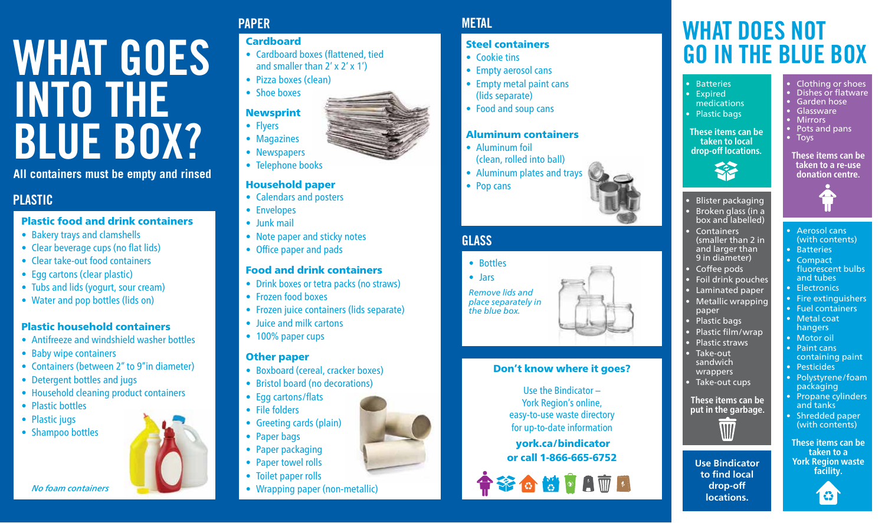# WHAT GOES INTO THE BLUE BOX?

**All containers must be empty and rinsed**

## PLASTIC

### Plastic food and drink containers

- Bakery trays and clamshells
- Clear beverage cups (no flat lids)
- Clear take-out food containers
- Egg cartons (clear plastic)
- Tubs and lids (yogurt, sour cream)
- Water and pop bottles (lids on)

### Plastic household containers

- Antifreeze and windshield washer bottles
- Baby wipe containers
- Containers (between 2" to 9"in diameter)
- Detergent bottles and jugs
- Household cleaning product containers
- Plastic bottles
- Plastic jugs
- Shampoo bottles

*No foam containers*

## PAPER

### Cardboard

- Cardboard boxes (flattened, tied and smaller than 2' x 2' x 1')
- Pizza boxes (clean)
- Shoe boxes

### Newsprint

- Flyers
- Magazines
- Newspapers
- Telephone books

### Household paper

- Calendars and posters
- Envelopes
- Junk mail
- Note paper and sticky notes
- Office paper and pads

### Food and drink containers

- Drink boxes or tetra packs (no straws)
- Frozen food boxes
- Frozen juice containers (lids separate)
- Juice and milk cartons
- 100% paper cups

### Other paper

- Boxboard (cereal, cracker boxes)
- Bristol board (no decorations)
- Egg cartons/flats
- File folders
- Greeting cards (plain)
- Paper bags
- Paper packaging
- Paper towel rolls
- Toilet paper rolls
- Wrapping paper (non-metallic)

## METAL

### Steel containers

- Cookie tins
- Empty aerosol cans
- Empty metal paint cans (lids separate)
- Food and soup cans

### Aluminum containers

- Aluminum foil (clean, rolled into ball)
- Aluminum plates and trays
- Pop cans

## GLASS

- Bottles
- Jars

*Remove lids and place separately in the blue box.*

### Don't know where it goes?

Use the Bindicator – York Region's online, easy-to-use waste directory for up-to-date information

**york.ca/bindicator**
**or call 1-866-665-6752**

# WHAT DOES NOT GO IN THE BLUE BOX

- Batteries
- Expired medications
- Plastic bags

**These items can be taken to local drop-off locations.**

- Clothing or shoes
- Dishes or flatware
- Garden hose
- Glassware
- Mirrors
- Pots and pans
- Toys

**These items can be taken to a re-use donation centre.**

- Blister packaging
- Broken glass (in a box and labelled)
- Containers (smaller than 2 in and larger than 9 in diameter)
- Coffee pods
- Foil drink pouches
- Laminated paper
- Metallic wrapping paper
- Plastic bags
- Plastic film/wrap
- Plastic straws
- Take-out sandwich wrappers
- Take-out cups

**These items can be put in the garbage.**

- Aerosol cans (with contents)
- Batteries
- Compact fluorescent bulbs and tubes
- Electronics
- Fire extinguishers
- Fuel containers
- Metal coat hangers
- Motor oil
- Paint cans containing paint
- Pesticides
- Polystyrene/foam packaging
- Propane cylinders and tanks
- Shredded paper (with contents)

**These items can be taken to a York Region waste facility.**

**Use Bindicator to find local drop-off locations.**